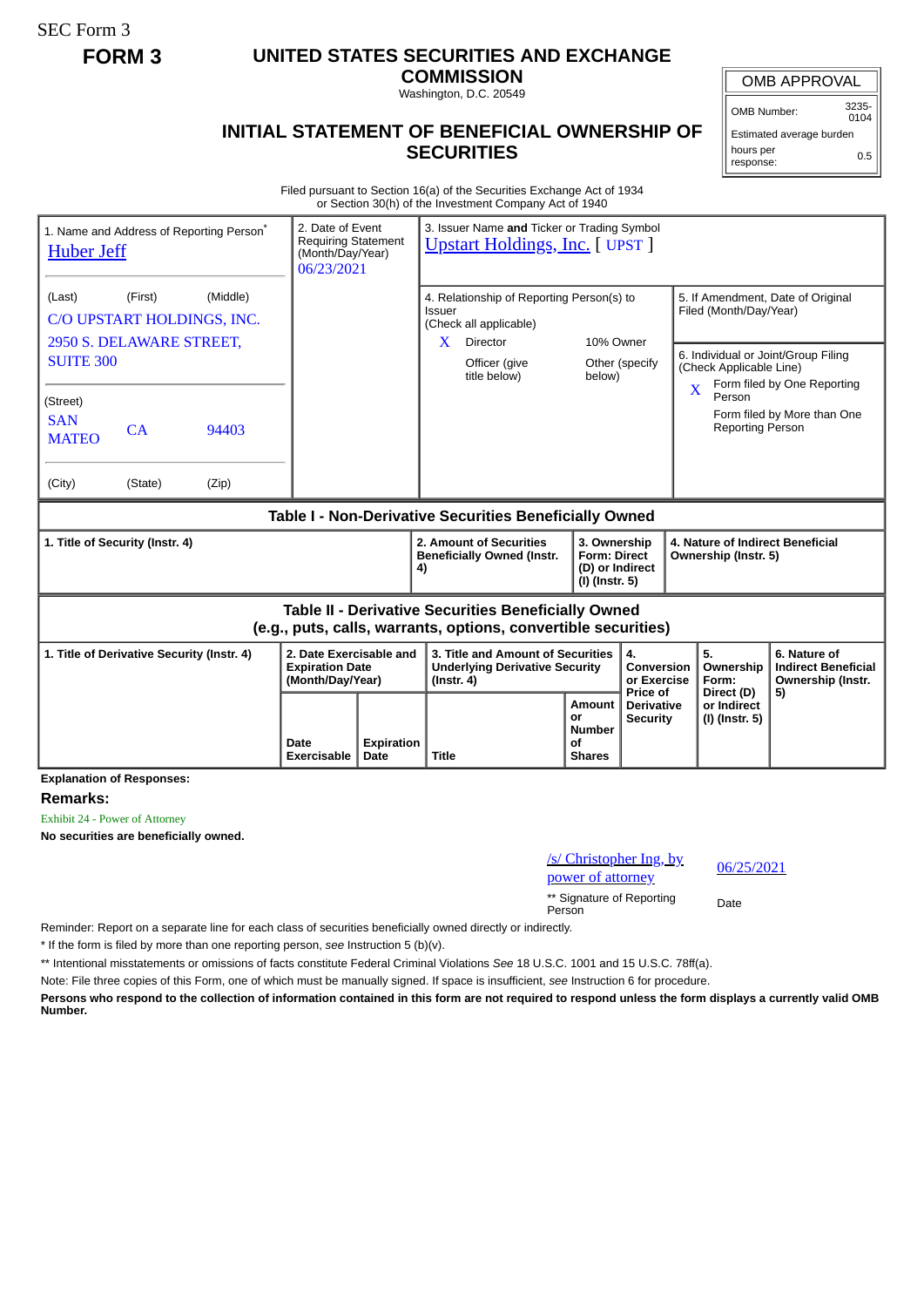SEC Form 3

**FORM 3**

# UNITED STATES SECURITIES AND EXCHANGE COMMISSION

Washington, D.C. 20549

## INITIAL STATEMENT OF BENEFICIAL OWNERSHIP OF SECURITIES

| OMB APPROVAL | |
|---|---|
| OMB Number: | 3235-0104 |
| Estimated average burden | |
| hours per response: | 0.5 |

Filed pursuant to Section 16(a) of the Securities Exchange Act of 1934
or Section 30(h) of the Investment Company Act of 1940

| 1. Name and Address of Reporting Person* | 2. Date of Event Requiring Statement (Month/Day/Year) | 3. Issuer Name **and** Ticker or Trading Symbol |
|---|---|---|
| Huber Jeff | 06/23/2021 | Upstart Holdings, Inc. [ UPST ] |
| (Last) (First) (Middle) C/O UPSTART HOLDINGS, INC. 2950 S. DELAWARE STREET, SUITE 300 | | 4. Relationship of Reporting Person(s) to Issuer (Check all applicable) X Director ☐ 10% Owner ☐ Officer (give title below) ☐ Other (specify below) |
| (Street) SAN MATEO CA 94403 | | 5. If Amendment, Date of Original Filed (Month/Day/Year) |
| (City) (State) (Zip) | | 6. Individual or Joint/Group Filing (Check Applicable Line) X Form filed by One Reporting Person ☐ Form filed by More than One Reporting Person |

**Table I - Non-Derivative Securities Beneficially Owned**

| 1. Title of Security (Instr. 4) | 2. Amount of Securities Beneficially Owned (Instr. 4) | 3. Ownership Form: Direct (D) or Indirect (I) (Instr. 5) | 4. Nature of Indirect Beneficial Ownership (Instr. 5) |
|---|---|---|---|

**Table II - Derivative Securities Beneficially Owned (e.g., puts, calls, warrants, options, convertible securities)**

| 1. Title of Derivative Security (Instr. 4) | 2. Date Exercisable and Expiration Date (Month/Day/Year) | | 3. Title and Amount of Securities Underlying Derivative Security (Instr. 4) | | 4. Conversion or Exercise Price of Derivative Security | 5. Ownership Form: Direct (D) or Indirect (I) (Instr. 5) | 6. Nature of Indirect Beneficial Ownership (Instr. 5) |
|---|---|---|---|---|---|---|---|
| | Date Exercisable | Expiration Date | Title | Amount or Number of Shares | | | |

**Explanation of Responses:**

**Remarks:**

Exhibit 24 - Power of Attorney

**No securities are beneficially owned.**

| /s/ Christopher Ing, by power of attorney | 06/25/2021 |
|---|---|
| ** Signature of Reporting Person | Date |

Reminder: Report on a separate line for each class of securities beneficially owned directly or indirectly.

* If the form is filed by more than one reporting person, *see* Instruction 5 (b)(v).

** Intentional misstatements or omissions of facts constitute Federal Criminal Violations *See* 18 U.S.C. 1001 and 15 U.S.C. 78ff(a).

Note: File three copies of this Form, one of which must be manually signed. If space is insufficient, *see* Instruction 6 for procedure.

**Persons who respond to the collection of information contained in this form are not required to respond unless the form displays a currently valid OMB Number.**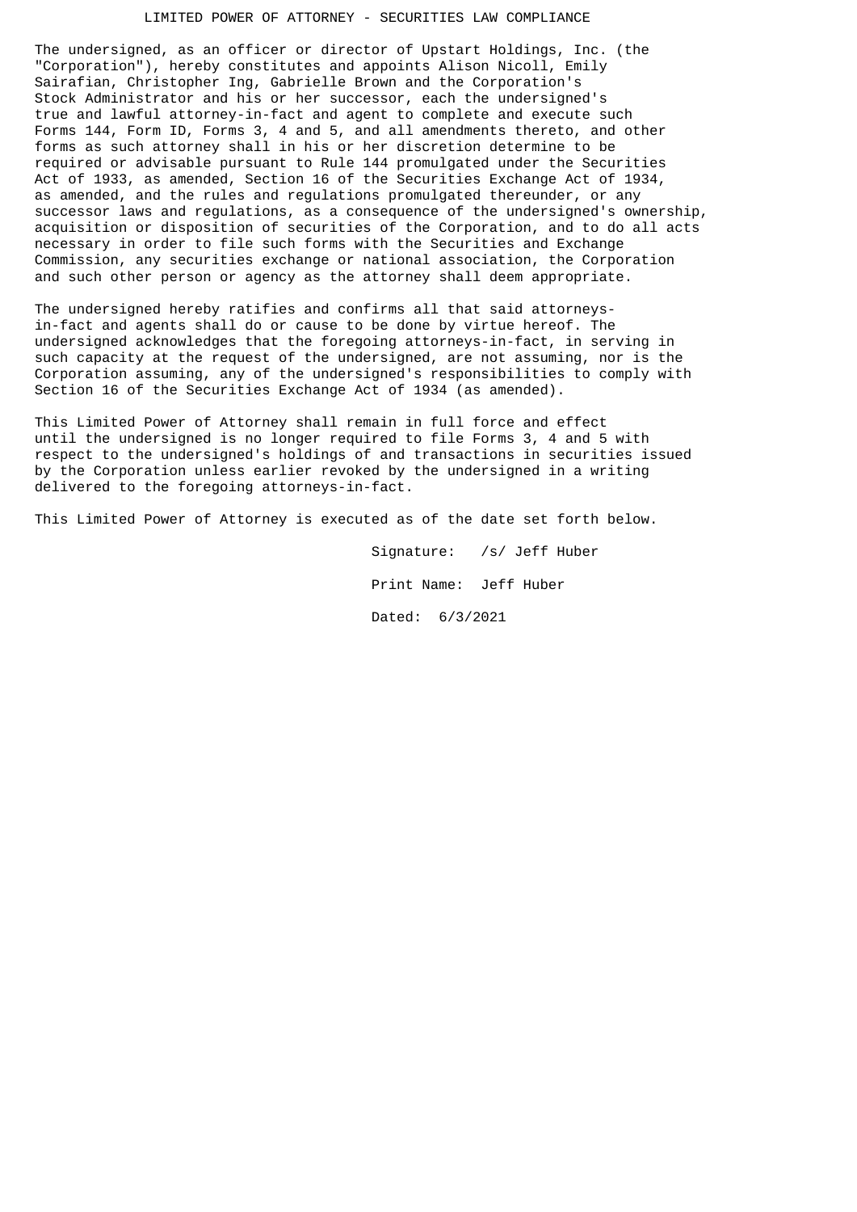# LIMITED POWER OF ATTORNEY - SECURITIES LAW COMPLIANCE

The undersigned, as an officer or director of Upstart Holdings, Inc. (the "Corporation"), hereby constitutes and appoints Alison Nicoll, Emily Sairafian, Christopher Ing, Gabrielle Brown and the Corporation's Stock Administrator and his or her successor, each the undersigned's true and lawful attorney-in-fact and agent to complete and execute such Forms 144, Form ID, Forms 3, 4 and 5, and all amendments thereto, and other forms as such attorney shall in his or her discretion determine to be required or advisable pursuant to Rule 144 promulgated under the Securities Act of 1933, as amended, Section 16 of the Securities Exchange Act of 1934, as amended, and the rules and regulations promulgated thereunder, or any successor laws and regulations, as a consequence of the undersigned's ownership, acquisition or disposition of securities of the Corporation, and to do all acts necessary in order to file such forms with the Securities and Exchange Commission, any securities exchange or national association, the Corporation and such other person or agency as the attorney shall deem appropriate.

The undersigned hereby ratifies and confirms all that said attorneys-in-fact and agents shall do or cause to be done by virtue hereof. The undersigned acknowledges that the foregoing attorneys-in-fact, in serving in such capacity at the request of the undersigned, are not assuming, nor is the Corporation assuming, any of the undersigned's responsibilities to comply with Section 16 of the Securities Exchange Act of 1934 (as amended).

This Limited Power of Attorney shall remain in full force and effect until the undersigned is no longer required to file Forms 3, 4 and 5 with respect to the undersigned's holdings of and transactions in securities issued by the Corporation unless earlier revoked by the undersigned in a writing delivered to the foregoing attorneys-in-fact.

This Limited Power of Attorney is executed as of the date set forth below.

Signature: /s/ Jeff Huber

Print Name: Jeff Huber

Dated: 6/3/2021